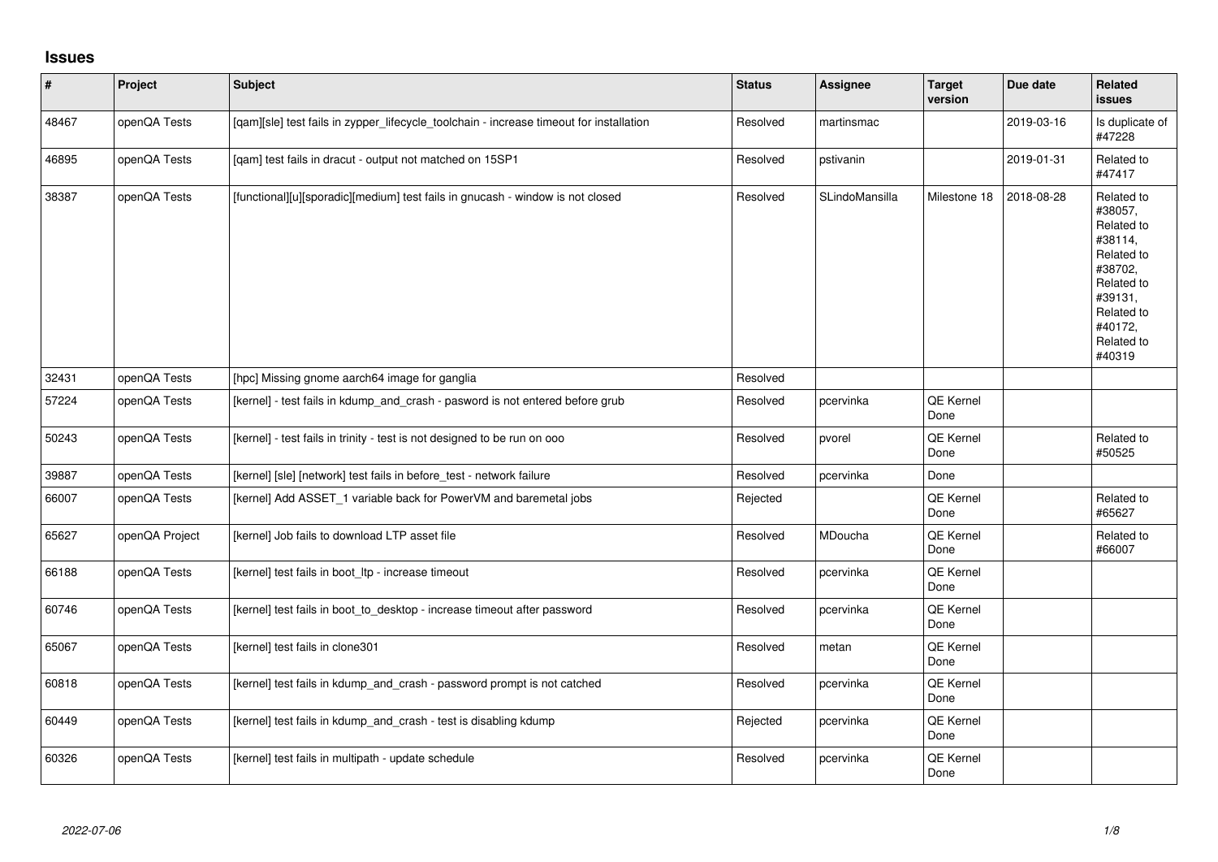## Issues

| # | Project | Subject | Status | Assignee | Target version | Due date | Related issues |
|---|---|---|---|---|---|---|---|
| 48467 | openQA Tests | [qam][sle] test fails in zypper_lifecycle_toolchain - increase timeout for installation | Resolved | martinsmac | | 2019-03-16 | Is duplicate of #47228 |
| 46895 | openQA Tests | [qam] test fails in dracut - output not matched on 15SP1 | Resolved | pstivanin | | 2019-01-31 | Related to #47417 |
| 38387 | openQA Tests | [functional][u][sporadic][medium] test fails in gnucash - window is not closed | Resolved | SLindoMansilla | Milestone 18 | 2018-08-28 | Related to #38057, Related to #38114, Related to #38702, Related to #39131, Related to #40172, Related to #40319 |
| 32431 | openQA Tests | [hpc] Missing gnome aarch64 image for ganglia | Resolved | | | | |
| 57224 | openQA Tests | [kernel] - test fails in kdump_and_crash - pasword is not entered before grub | Resolved | pcervinka | QE Kernel Done | | |
| 50243 | openQA Tests | [kernel] - test fails in trinity - test is not designed to be run on ooo | Resolved | pvorel | QE Kernel Done | | Related to #50525 |
| 39887 | openQA Tests | [kernel] [sle] [network] test fails in before_test - network failure | Resolved | pcervinka | Done | | |
| 66007 | openQA Tests | [kernel] Add ASSET_1 variable back for PowerVM and baremetal jobs | Rejected | | QE Kernel Done | | Related to #65627 |
| 65627 | openQA Project | [kernel] Job fails to download LTP asset file | Resolved | MDoucha | QE Kernel Done | | Related to #66007 |
| 66188 | openQA Tests | [kernel] test fails in boot_ltp - increase timeout | Resolved | pcervinka | QE Kernel Done | | |
| 60746 | openQA Tests | [kernel] test fails in boot_to_desktop - increase timeout after password | Resolved | pcervinka | QE Kernel Done | | |
| 65067 | openQA Tests | [kernel] test fails in clone301 | Resolved | metan | QE Kernel Done | | |
| 60818 | openQA Tests | [kernel] test fails in kdump_and_crash - password prompt is not catched | Resolved | pcervinka | QE Kernel Done | | |
| 60449 | openQA Tests | [kernel] test fails in kdump_and_crash - test is disabling kdump | Rejected | pcervinka | QE Kernel Done | | |
| 60326 | openQA Tests | [kernel] test fails in multipath - update schedule | Resolved | pcervinka | QE Kernel Done | | |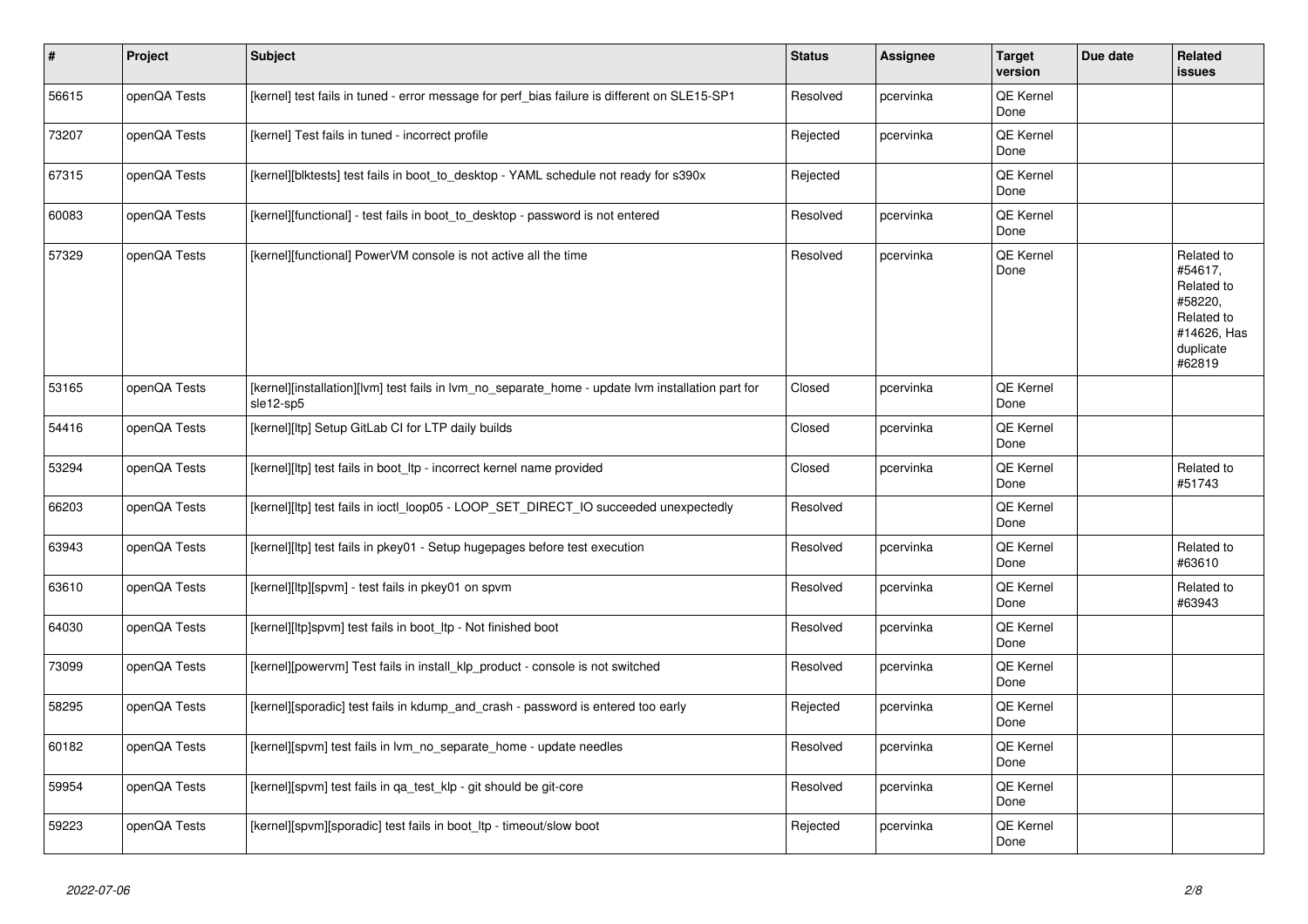| # | Project | Subject | Status | Assignee | Target version | Due date | Related issues |
|---|---|---|---|---|---|---|---|
| 56615 | openQA Tests | [kernel] test fails in tuned - error message for perf_bias failure is different on SLE15-SP1 | Resolved | pcervinka | QE Kernel Done | | |
| 73207 | openQA Tests | [kernel] Test fails in tuned - incorrect profile | Rejected | pcervinka | QE Kernel Done | | |
| 67315 | openQA Tests | [kernel][blktests] test fails in boot_to_desktop - YAML schedule not ready for s390x | Rejected | | QE Kernel Done | | |
| 60083 | openQA Tests | [kernel][functional] - test fails in boot_to_desktop - password is not entered | Resolved | pcervinka | QE Kernel Done | | |
| 57329 | openQA Tests | [kernel][functional] PowerVM console is not active all the time | Resolved | pcervinka | QE Kernel Done | | Related to #54617, Related to #58220, Related to #14626, Has duplicate #62819 |
| 53165 | openQA Tests | [kernel][installation][lvm] test fails in lvm_no_separate_home - update lvm installation part for sle12-sp5 | Closed | pcervinka | QE Kernel Done | | |
| 54416 | openQA Tests | [kernel][ltp] Setup GitLab CI for LTP daily builds | Closed | pcervinka | QE Kernel Done | | |
| 53294 | openQA Tests | [kernel][ltp] test fails in boot_ltp - incorrect kernel name provided | Closed | pcervinka | QE Kernel Done | | Related to #51743 |
| 66203 | openQA Tests | [kernel][ltp] test fails in ioctl_loop05 - LOOP_SET_DIRECT_IO succeeded unexpectedly | Resolved | | QE Kernel Done | | |
| 63943 | openQA Tests | [kernel][ltp] test fails in pkey01 - Setup hugepages before test execution | Resolved | pcervinka | QE Kernel Done | | Related to #63610 |
| 63610 | openQA Tests | [kernel][ltp][spvm] - test fails in pkey01 on spvm | Resolved | pcervinka | QE Kernel Done | | Related to #63943 |
| 64030 | openQA Tests | [kernel][ltp]spvm] test fails in boot_ltp - Not finished boot | Resolved | pcervinka | QE Kernel Done | | |
| 73099 | openQA Tests | [kernel][powervm] Test fails in install_klp_product - console is not switched | Resolved | pcervinka | QE Kernel Done | | |
| 58295 | openQA Tests | [kernel][sporadic] test fails in kdump_and_crash - password is entered too early | Rejected | pcervinka | QE Kernel Done | | |
| 60182 | openQA Tests | [kernel][spvm] test fails in lvm_no_separate_home - update needles | Resolved | pcervinka | QE Kernel Done | | |
| 59954 | openQA Tests | [kernel][spvm] test fails in qa_test_klp - git should be git-core | Resolved | pcervinka | QE Kernel Done | | |
| 59223 | openQA Tests | [kernel][spvm][sporadic] test fails in boot_ltp - timeout/slow boot | Rejected | pcervinka | QE Kernel Done | | |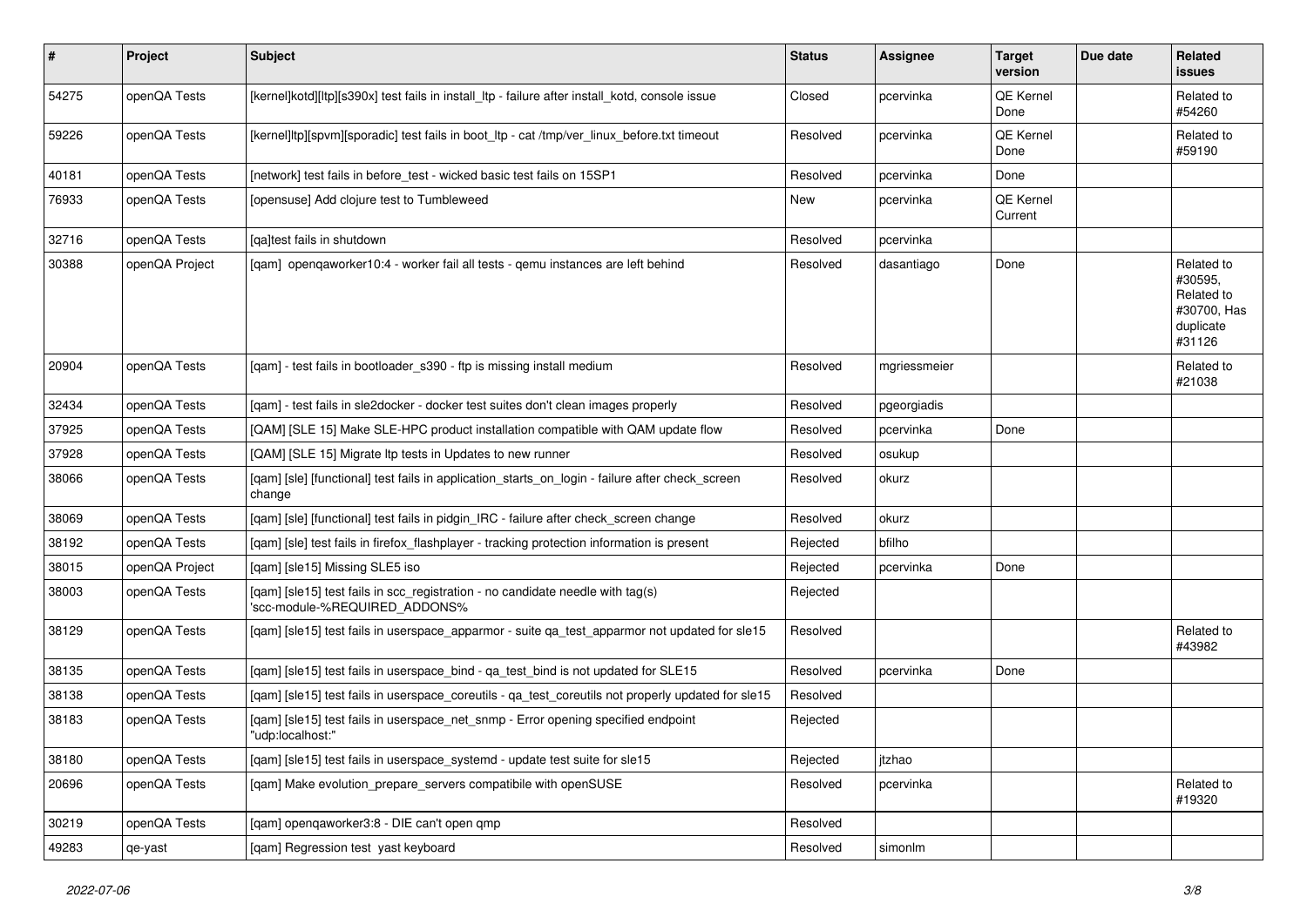| # | Project | Subject | Status | Assignee | Target version | Due date | Related issues |
|---|---|---|---|---|---|---|---|
| 54275 | openQA Tests | [kernel]kotd][ltp][s390x] test fails in install_ltp - failure after install_kotd, console issue | Closed | pcervinka | QE Kernel Done | | Related to #54260 |
| 59226 | openQA Tests | [kernel]ltp][spvm][sporadic] test fails in boot_ltp - cat /tmp/ver_linux_before.txt timeout | Resolved | pcervinka | QE Kernel Done | | Related to #59190 |
| 40181 | openQA Tests | [network] test fails in before_test - wicked basic test fails on 15SP1 | Resolved | pcervinka | Done | | |
| 76933 | openQA Tests | [opensuse] Add clojure test to Tumbleweed | New | pcervinka | QE Kernel Current | | |
| 32716 | openQA Tests | [qa]test fails in shutdown | Resolved | pcervinka | | | |
| 30388 | openQA Project | [qam] openqaworker10:4 - worker fail all tests - qemu instances are left behind | Resolved | dasantiago | Done | | Related to #30595, Related to #30700, Has duplicate #31126 |
| 20904 | openQA Tests | [qam] - test fails in bootloader_s390 - ftp is missing install medium | Resolved | mgriessmeier | | | Related to #21038 |
| 32434 | openQA Tests | [qam] - test fails in sle2docker - docker test suites don't clean images properly | Resolved | pgeorgiadis | | | |
| 37925 | openQA Tests | [QAM] [SLE 15] Make SLE-HPC product installation compatible with QAM update flow | Resolved | pcervinka | Done | | |
| 37928 | openQA Tests | [QAM] [SLE 15] Migrate ltp tests in Updates to new runner | Resolved | osukup | | | |
| 38066 | openQA Tests | [qam] [sle] [functional] test fails in application_starts_on_login - failure after check_screen change | Resolved | okurz | | | |
| 38069 | openQA Tests | [qam] [sle] [functional] test fails in pidgin_IRC - failure after check_screen change | Resolved | okurz | | | |
| 38192 | openQA Tests | [qam] [sle] test fails in firefox_flashplayer - tracking protection information is present | Rejected | bfilho | | | |
| 38015 | openQA Project | [qam] [sle15] Missing SLE5 iso | Rejected | pcervinka | Done | | |
| 38003 | openQA Tests | [qam] [sle15] test fails in scc_registration - no candidate needle with tag(s) 'scc-module-%REQUIRED_ADDONS% | Rejected | | | | |
| 38129 | openQA Tests | [qam] [sle15] test fails in userspace_apparmor - suite qa_test_apparmor not updated for sle15 | Resolved | | | | Related to #43982 |
| 38135 | openQA Tests | [qam] [sle15] test fails in userspace_bind - qa_test_bind is not updated for SLE15 | Resolved | pcervinka | Done | | |
| 38138 | openQA Tests | [qam] [sle15] test fails in userspace_coreutils - qa_test_coreutils not properly updated for sle15 | Resolved | | | | |
| 38183 | openQA Tests | [qam] [sle15] test fails in userspace_net_snmp - Error opening specified endpoint "udp:localhost:" | Rejected | | | | |
| 38180 | openQA Tests | [qam] [sle15] test fails in userspace_systemd - update test suite for sle15 | Rejected | jtzhao | | | |
| 20696 | openQA Tests | [qam] Make evolution_prepare_servers compatibile with openSUSE | Resolved | pcervinka | | | Related to #19320 |
| 30219 | openQA Tests | [qam] openqaworker3:8 - DIE can't open qmp | Resolved | | | | |
| 49283 | qe-yast | [qam] Regression test yast keyboard | Resolved | simonlm | | | |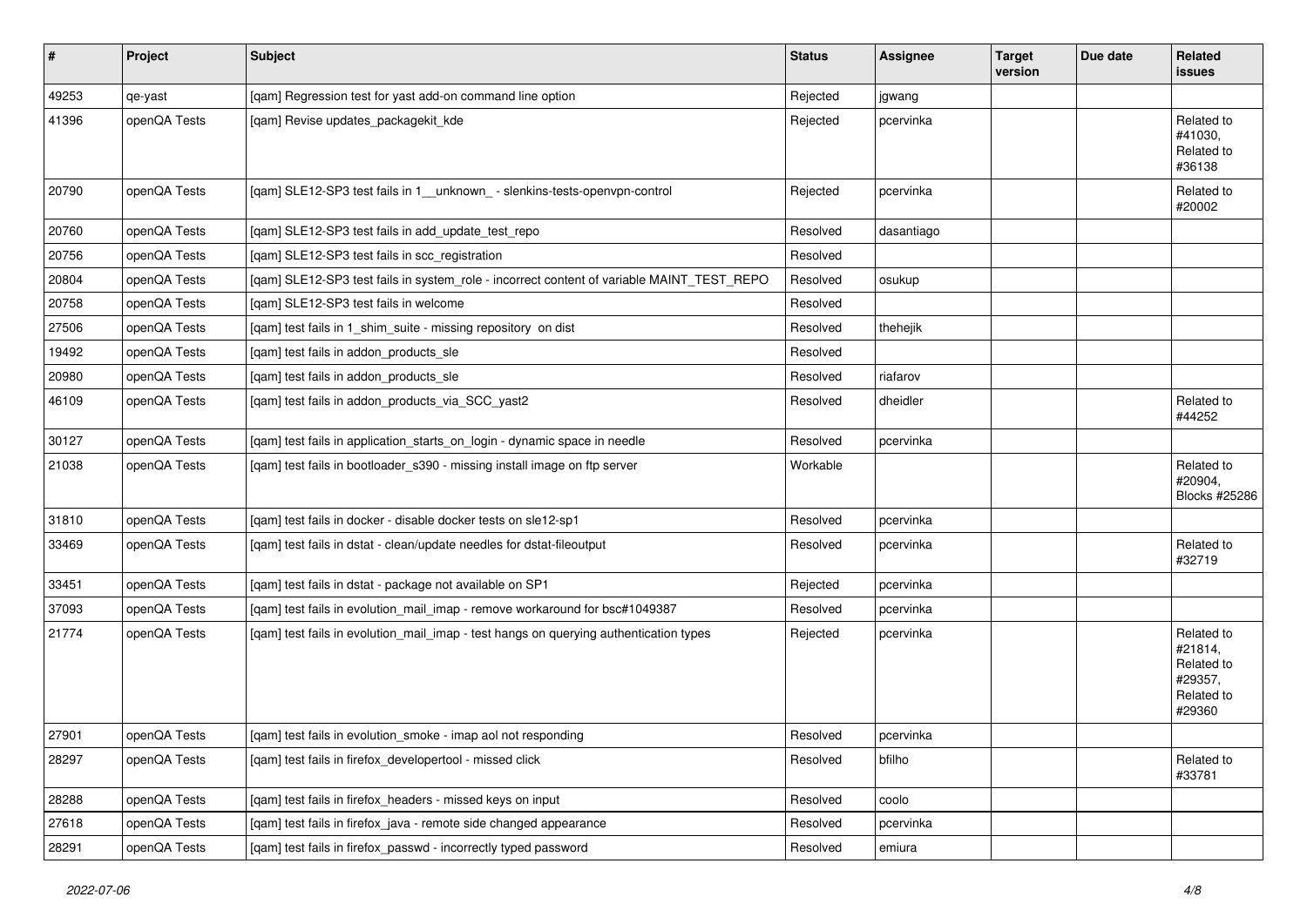| # | Project | Subject | Status | Assignee | Target version | Due date | Related issues |
|---|---|---|---|---|---|---|---|
| 49253 | qe-yast | [qam] Regression test for yast add-on command line option | Rejected | jgwang | | | |
| 41396 | openQA Tests | [qam] Revise updates_packagekit_kde | Rejected | pcervinka | | | Related to #41030, Related to #36138 |
| 20790 | openQA Tests | [qam] SLE12-SP3 test fails in 1__unknown_ - slenkins-tests-openvpn-control | Rejected | pcervinka | | | Related to #20002 |
| 20760 | openQA Tests | [qam] SLE12-SP3 test fails in add_update_test_repo | Resolved | dasantiago | | | |
| 20756 | openQA Tests | [qam] SLE12-SP3 test fails in scc_registration | Resolved | | | | |
| 20804 | openQA Tests | [qam] SLE12-SP3 test fails in system_role - incorrect content of variable MAINT_TEST_REPO | Resolved | osukup | | | |
| 20758 | openQA Tests | [qam] SLE12-SP3 test fails in welcome | Resolved | | | | |
| 27506 | openQA Tests | [qam] test fails in 1_shim_suite - missing repository on dist | Resolved | thehejik | | | |
| 19492 | openQA Tests | [qam] test fails in addon_products_sle | Resolved | | | | |
| 20980 | openQA Tests | [qam] test fails in addon_products_sle | Resolved | riafarov | | | |
| 46109 | openQA Tests | [qam] test fails in addon_products_via_SCC_yast2 | Resolved | dheidler | | | Related to #44252 |
| 30127 | openQA Tests | [qam] test fails in application_starts_on_login - dynamic space in needle | Resolved | pcervinka | | | |
| 21038 | openQA Tests | [qam] test fails in bootloader_s390 - missing install image on ftp server | Workable | | | | Related to #20904, Blocks #25286 |
| 31810 | openQA Tests | [qam] test fails in docker - disable docker tests on sle12-sp1 | Resolved | pcervinka | | | |
| 33469 | openQA Tests | [qam] test fails in dstat - clean/update needles for dstat-fileoutput | Resolved | pcervinka | | | Related to #32719 |
| 33451 | openQA Tests | [qam] test fails in dstat - package not available on SP1 | Rejected | pcervinka | | | |
| 37093 | openQA Tests | [qam] test fails in evolution_mail_imap - remove workaround for bsc#1049387 | Resolved | pcervinka | | | |
| 21774 | openQA Tests | [qam] test fails in evolution_mail_imap - test hangs on querying authentication types | Rejected | pcervinka | | | Related to #21814, Related to #29357, Related to #29360 |
| 27901 | openQA Tests | [qam] test fails in evolution_smoke - imap aol not responding | Resolved | pcervinka | | | |
| 28297 | openQA Tests | [qam] test fails in firefox_developertool - missed click | Resolved | bfilho | | | Related to #33781 |
| 28288 | openQA Tests | [qam] test fails in firefox_headers - missed keys on input | Resolved | coolo | | | |
| 27618 | openQA Tests | [qam] test fails in firefox_java - remote side changed appearance | Resolved | pcervinka | | | |
| 28291 | openQA Tests | [qam] test fails in firefox_passwd - incorrectly typed password | Resolved | emiura | | | |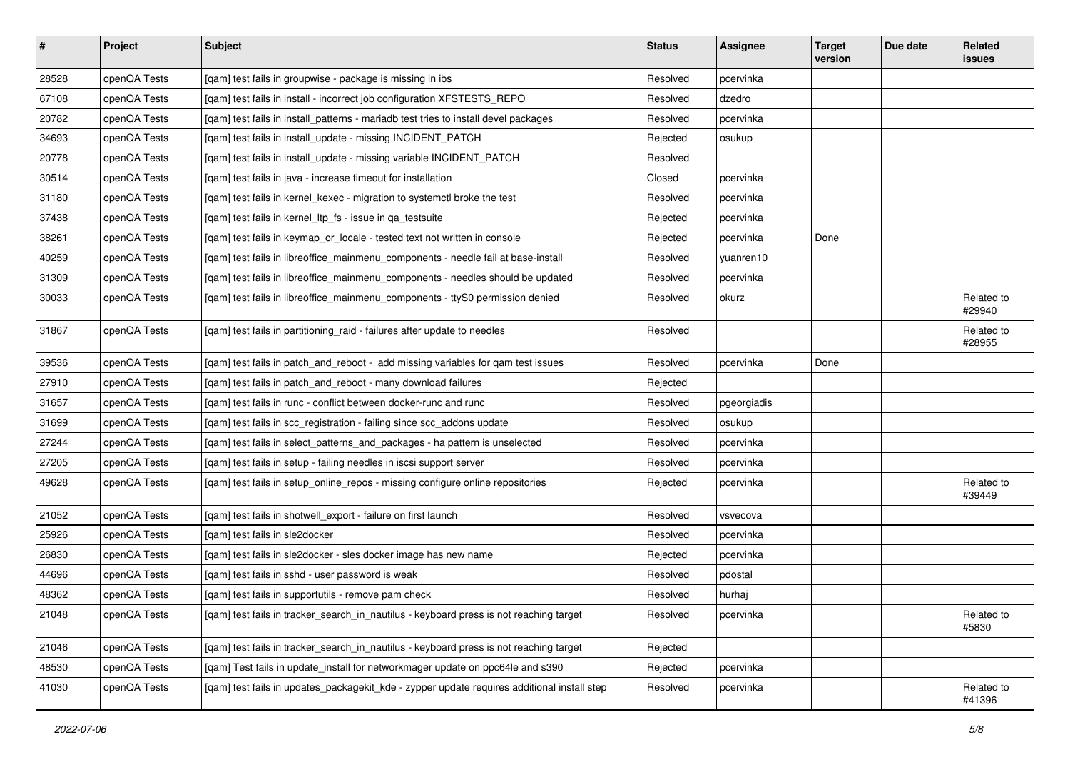| # | Project | Subject | Status | Assignee | Target version | Due date | Related issues |
|---|---|---|---|---|---|---|---|
| 28528 | openQA Tests | [qam] test fails in groupwise - package is missing in ibs | Resolved | pcervinka | | | |
| 67108 | openQA Tests | [qam] test fails in install - incorrect job configuration XFSTESTS_REPO | Resolved | dzedro | | | |
| 20782 | openQA Tests | [qam] test fails in install_patterns - mariadb test tries to install devel packages | Resolved | pcervinka | | | |
| 34693 | openQA Tests | [qam] test fails in install_update - missing INCIDENT_PATCH | Rejected | osukup | | | |
| 20778 | openQA Tests | [qam] test fails in install_update - missing variable INCIDENT_PATCH | Resolved | | | | |
| 30514 | openQA Tests | [qam] test fails in java - increase timeout for installation | Closed | pcervinka | | | |
| 31180 | openQA Tests | [qam] test fails in kernel_kexec - migration to systemctl broke the test | Resolved | pcervinka | | | |
| 37438 | openQA Tests | [qam] test fails in kernel_ltp_fs - issue in qa_testsuite | Rejected | pcervinka | | | |
| 38261 | openQA Tests | [qam] test fails in keymap_or_locale - tested text not written in console | Rejected | pcervinka | Done | | |
| 40259 | openQA Tests | [qam] test fails in libreoffice_mainmenu_components - needle fail at base-install | Resolved | yuanren10 | | | |
| 31309 | openQA Tests | [qam] test fails in libreoffice_mainmenu_components - needles should be updated | Resolved | pcervinka | | | |
| 30033 | openQA Tests | [qam] test fails in libreoffice_mainmenu_components - ttyS0 permission denied | Resolved | okurz | | | Related to #29940 |
| 31867 | openQA Tests | [qam] test fails in partitioning_raid - failures after update to needles | Resolved | | | | Related to #28955 |
| 39536 | openQA Tests | [qam] test fails in patch_and_reboot - add missing variables for qam test issues | Resolved | pcervinka | Done | | |
| 27910 | openQA Tests | [qam] test fails in patch_and_reboot - many download failures | Rejected | | | | |
| 31657 | openQA Tests | [qam] test fails in runc - conflict between docker-runc and runc | Resolved | pgeorgiadis | | | |
| 31699 | openQA Tests | [qam] test fails in scc_registration - failing since scc_addons update | Resolved | osukup | | | |
| 27244 | openQA Tests | [qam] test fails in select_patterns_and_packages - ha pattern is unselected | Resolved | pcervinka | | | |
| 27205 | openQA Tests | [qam] test fails in setup - failing needles in iscsi support server | Resolved | pcervinka | | | |
| 49628 | openQA Tests | [qam] test fails in setup_online_repos - missing configure online repositories | Rejected | pcervinka | | | Related to #39449 |
| 21052 | openQA Tests | [qam] test fails in shotwell_export - failure on first launch | Resolved | vsvecova | | | |
| 25926 | openQA Tests | [qam] test fails in sle2docker | Resolved | pcervinka | | | |
| 26830 | openQA Tests | [qam] test fails in sle2docker - sles docker image has new name | Rejected | pcervinka | | | |
| 44696 | openQA Tests | [qam] test fails in sshd - user password is weak | Resolved | pdostal | | | |
| 48362 | openQA Tests | [qam] test fails in supportutils - remove pam check | Resolved | hurhaj | | | |
| 21048 | openQA Tests | [qam] test fails in tracker_search_in_nautilus - keyboard press is not reaching target | Resolved | pcervinka | | | Related to #5830 |
| 21046 | openQA Tests | [qam] test fails in tracker_search_in_nautilus - keyboard press is not reaching target | Rejected | | | | |
| 48530 | openQA Tests | [qam] Test fails in update_install for networkmager update on ppc64le and s390 | Rejected | pcervinka | | | |
| 41030 | openQA Tests | [qam] test fails in updates_packagekit_kde - zypper update requires additional install step | Resolved | pcervinka | | | Related to #41396 |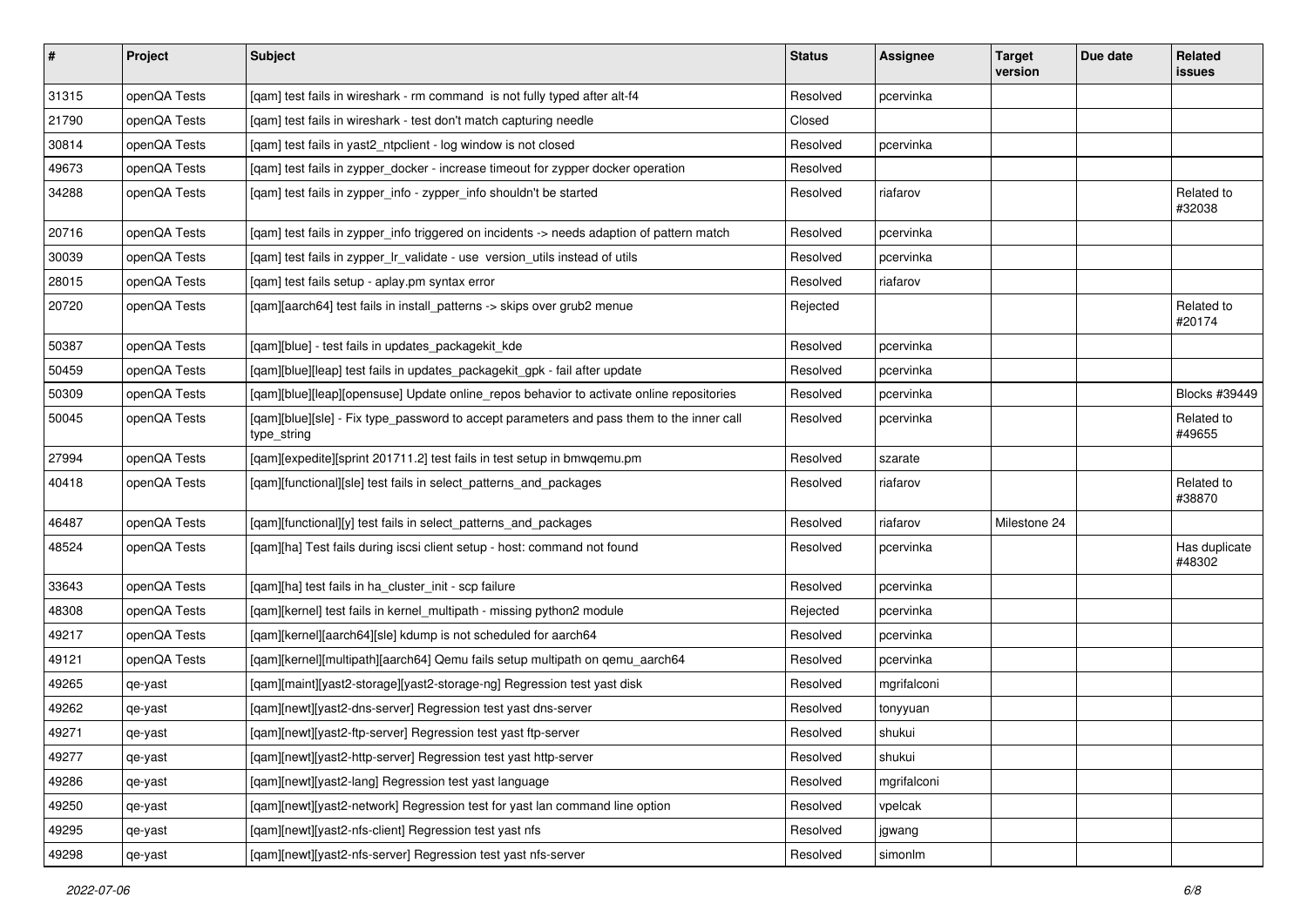| # | Project | Subject | Status | Assignee | Target version | Due date | Related issues |
|---|---|---|---|---|---|---|---|
| 31315 | openQA Tests | [qam] test fails in wireshark - rm command  is not fully typed after alt-f4 | Resolved | pcervinka | | | |
| 21790 | openQA Tests | [qam] test fails in wireshark - test don't match capturing needle | Closed | | | | |
| 30814 | openQA Tests | [qam] test fails in yast2_ntpclient - log window is not closed | Resolved | pcervinka | | | |
| 49673 | openQA Tests | [qam] test fails in zypper_docker - increase timeout for zypper docker operation | Resolved | | | | |
| 34288 | openQA Tests | [qam] test fails in zypper_info - zypper_info shouldn't be started | Resolved | riafarov | | | Related to #32038 |
| 20716 | openQA Tests | [qam] test fails in zypper_info triggered on incidents -> needs adaption of pattern match | Resolved | pcervinka | | | |
| 30039 | openQA Tests | [qam] test fails in zypper_lr_validate - use  version_utils instead of utils | Resolved | pcervinka | | | |
| 28015 | openQA Tests | [qam] test fails setup - aplay.pm syntax error | Resolved | riafarov | | | |
| 20720 | openQA Tests | [qam][aarch64] test fails in install_patterns -> skips over grub2 menue | Rejected | | | | Related to #20174 |
| 50387 | openQA Tests | [qam][blue] - test fails in updates_packagekit_kde | Resolved | pcervinka | | | |
| 50459 | openQA Tests | [qam][blue][leap] test fails in updates_packagekit_gpk - fail after update | Resolved | pcervinka | | | |
| 50309 | openQA Tests | [qam][blue][leap][opensuse] Update online_repos behavior to activate online repositories | Resolved | pcervinka | | | Blocks #39449 |
| 50045 | openQA Tests | [qam][blue][sle] - Fix type_password to accept parameters and pass them to the inner call type_string | Resolved | pcervinka | | | Related to #49655 |
| 27994 | openQA Tests | [qam][expedite][sprint 201711.2] test fails in test setup in bmwqemu.pm | Resolved | szarate | | | |
| 40418 | openQA Tests | [qam][functional][sle] test fails in select_patterns_and_packages | Resolved | riafarov | | | Related to #38870 |
| 46487 | openQA Tests | [qam][functional][y] test fails in select_patterns_and_packages | Resolved | riafarov | Milestone 24 | | |
| 48524 | openQA Tests | [qam][ha] Test fails during iscsi client setup - host: command not found | Resolved | pcervinka | | | Has duplicate #48302 |
| 33643 | openQA Tests | [qam][ha] test fails in ha_cluster_init - scp failure | Resolved | pcervinka | | | |
| 48308 | openQA Tests | [qam][kernel] test fails in kernel_multipath - missing python2 module | Rejected | pcervinka | | | |
| 49217 | openQA Tests | [qam][kernel][aarch64][sle] kdump is not scheduled for aarch64 | Resolved | pcervinka | | | |
| 49121 | openQA Tests | [qam][kernel][multipath][aarch64] Qemu fails setup multipath on qemu_aarch64 | Resolved | pcervinka | | | |
| 49265 | qe-yast | [qam][maint][yast2-storage][yast2-storage-ng] Regression test yast disk | Resolved | mgrifalconi | | | |
| 49262 | qe-yast | [qam][newt][yast2-dns-server] Regression test yast dns-server | Resolved | tonyyuan | | | |
| 49271 | qe-yast | [qam][newt][yast2-ftp-server] Regression test yast ftp-server | Resolved | shukui | | | |
| 49277 | qe-yast | [qam][newt][yast2-http-server] Regression test yast http-server | Resolved | shukui | | | |
| 49286 | qe-yast | [qam][newt][yast2-lang] Regression test yast language | Resolved | mgrifalconi | | | |
| 49250 | qe-yast | [qam][newt][yast2-network] Regression test for yast lan command line option | Resolved | vpelcak | | | |
| 49295 | qe-yast | [qam][newt][yast2-nfs-client] Regression test yast nfs | Resolved | jgwang | | | |
| 49298 | qe-yast | [qam][newt][yast2-nfs-server] Regression test yast nfs-server | Resolved | simonlm | | | |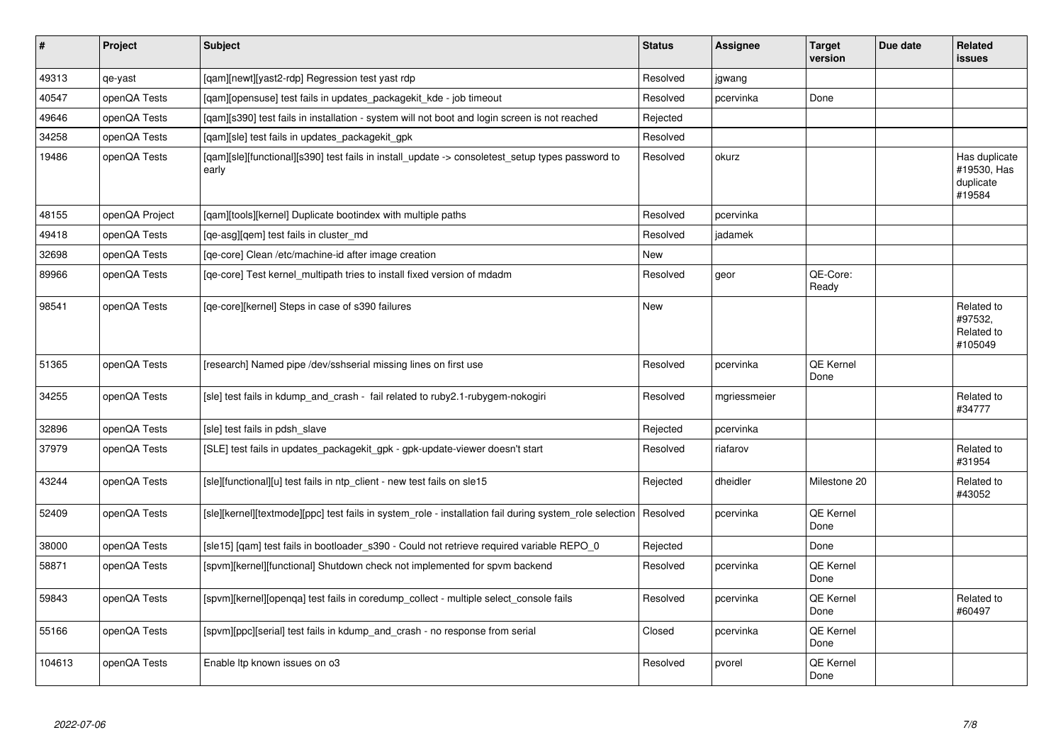| # | Project | Subject | Status | Assignee | Target version | Due date | Related issues |
|---|---|---|---|---|---|---|---|
| 49313 | qe-yast | [qam][newt][yast2-rdp] Regression test yast rdp | Resolved | jgwang | | | |
| 40547 | openQA Tests | [qam][opensuse] test fails in updates_packagekit_kde - job timeout | Resolved | pcervinka | Done | | |
| 49646 | openQA Tests | [qam][s390] test fails in installation - system will not boot and login screen is not reached | Rejected | | | | |
| 34258 | openQA Tests | [qam][sle] test fails in updates_packagekit_gpk | Resolved | | | | |
| 19486 | openQA Tests | [qam][sle][functional][s390] test fails in install_update -> consoletest_setup types password to early | Resolved | okurz | | | Has duplicate #19530, Has duplicate #19584 |
| 48155 | openQA Project | [qam][tools][kernel] Duplicate bootindex with multiple paths | Resolved | pcervinka | | | |
| 49418 | openQA Tests | [qe-asg][qem] test fails in cluster_md | Resolved | jadamek | | | |
| 32698 | openQA Tests | [qe-core] Clean /etc/machine-id after image creation | New | | | | |
| 89966 | openQA Tests | [qe-core] Test kernel_multipath tries to install fixed version of mdadm | Resolved | geor | QE-Core: Ready | | |
| 98541 | openQA Tests | [qe-core][kernel] Steps in case of s390 failures | New | | | | Related to #97532, Related to #105049 |
| 51365 | openQA Tests | [research] Named pipe /dev/sshserial missing lines on first use | Resolved | pcervinka | QE Kernel Done | | |
| 34255 | openQA Tests | [sle] test fails in kdump_and_crash - fail related to ruby2.1-rubygem-nokogiri | Resolved | mgriessmeier | | | Related to #34777 |
| 32896 | openQA Tests | [sle] test fails in pdsh_slave | Rejected | pcervinka | | | |
| 37979 | openQA Tests | [SLE] test fails in updates_packagekit_gpk - gpk-update-viewer doesn't start | Resolved | riafarov | | | Related to #31954 |
| 43244 | openQA Tests | [sle][functional][u] test fails in ntp_client - new test fails on sle15 | Rejected | dheidler | Milestone 20 | | Related to #43052 |
| 52409 | openQA Tests | [sle][kernel][textmode][ppc] test fails in system_role - installation fail during system_role selection | Resolved | pcervinka | QE Kernel Done | | |
| 38000 | openQA Tests | [sle15] [qam] test fails in bootloader_s390 - Could not retrieve required variable REPO_0 | Rejected | | Done | | |
| 58871 | openQA Tests | [spvm][kernel][functional] Shutdown check not implemented for spvm backend | Resolved | pcervinka | QE Kernel Done | | |
| 59843 | openQA Tests | [spvm][kernel][openqa] test fails in coredump_collect - multiple select_console fails | Resolved | pcervinka | QE Kernel Done | | Related to #60497 |
| 55166 | openQA Tests | [spvm][ppc][serial] test fails in kdump_and_crash - no response from serial | Closed | pcervinka | QE Kernel Done | | |
| 104613 | openQA Tests | Enable ltp known issues on o3 | Resolved | pvorel | QE Kernel Done | | |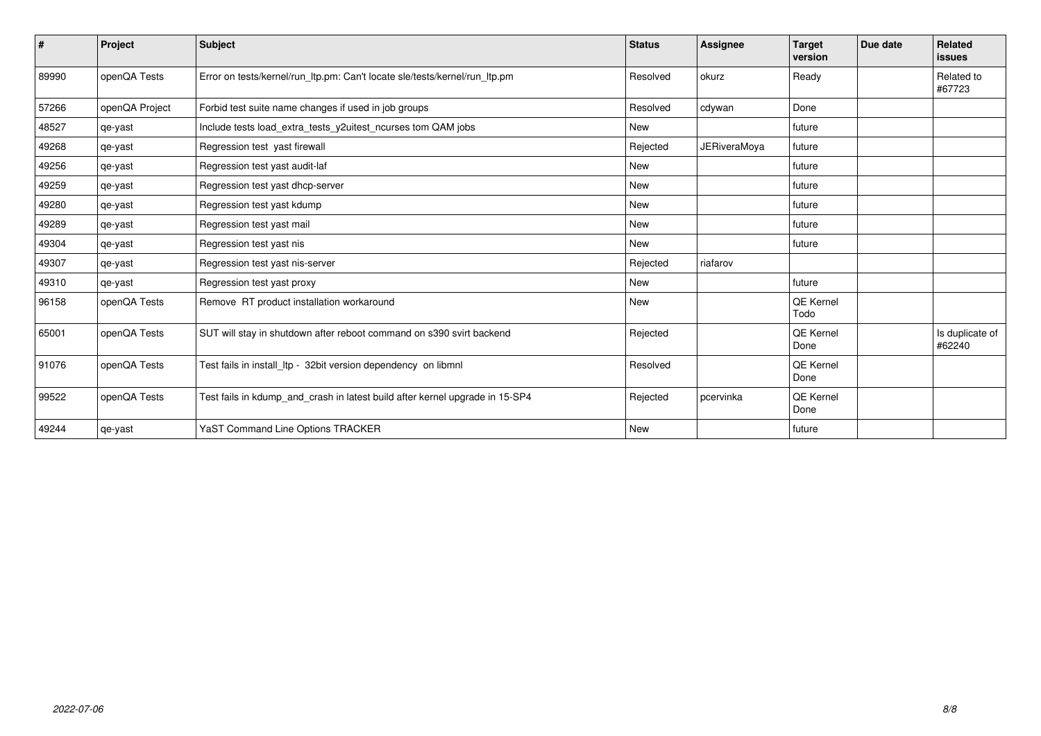| # | Project | Subject | Status | Assignee | Target version | Due date | Related issues |
|---|---|---|---|---|---|---|---|
| 89990 | openQA Tests | Error on tests/kernel/run_ltp.pm: Can't locate sle/tests/kernel/run_ltp.pm | Resolved | okurz | Ready | | Related to #67723 |
| 57266 | openQA Project | Forbid test suite name changes if used in job groups | Resolved | cdywan | Done | | |
| 48527 | qe-yast | Include tests load_extra_tests_y2uitest_ncurses tom QAM jobs | New | | future | | |
| 49268 | qe-yast | Regression test  yast firewall | Rejected | JERiveraMoya | future | | |
| 49256 | qe-yast | Regression test yast audit-laf | New | | future | | |
| 49259 | qe-yast | Regression test yast dhcp-server | New | | future | | |
| 49280 | qe-yast | Regression test yast kdump | New | | future | | |
| 49289 | qe-yast | Regression test yast mail | New | | future | | |
| 49304 | qe-yast | Regression test yast nis | New | | future | | |
| 49307 | qe-yast | Regression test yast nis-server | Rejected | riafarov | | | |
| 49310 | qe-yast | Regression test yast proxy | New | | future | | |
| 96158 | openQA Tests | Remove  RT product installation workaround | New | | QE Kernel Todo | | |
| 65001 | openQA Tests | SUT will stay in shutdown after reboot command on s390 svirt backend | Rejected | | QE Kernel Done | | Is duplicate of #62240 |
| 91076 | openQA Tests | Test fails in install_ltp -  32bit version dependency  on libmnl | Resolved | | QE Kernel Done | | |
| 99522 | openQA Tests | Test fails in kdump_and_crash in latest build after kernel upgrade in 15-SP4 | Rejected | pcervinka | QE Kernel Done | | |
| 49244 | qe-yast | YaST Command Line Options TRACKER | New | | future | | |